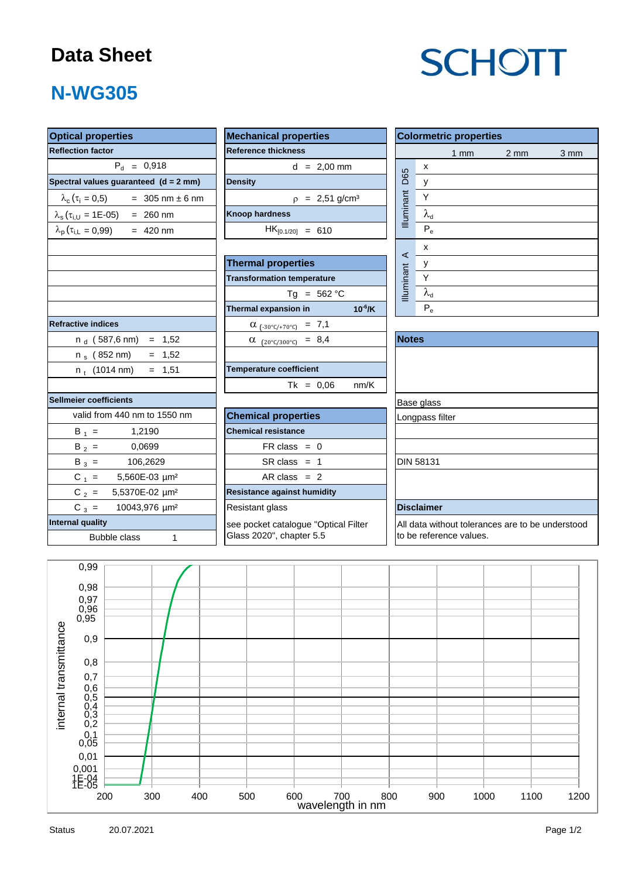# Data Sheet

SCHOTT

## N-WG305

### Optical properties

| Reflection factor | |
|---|---|
| $P_d$ = 0,918 | |

| Spectral values guaranteed (d = 2 mm) | |
|---|---|
| $\lambda_c$ ($\tau_i$ = 0,5) | = 305 nm ± 6 nm |
| $\lambda_s$ ($\tau_{i,U}$ = 1E-05) | = 260 nm |
| $\lambda_p$ ($\tau_{i,L}$ = 0,99) | = 420 nm |

| Refractive indices | |
|---|---|
| $n_d$ (587,6 nm) | = 1,52 |
| $n_s$ (852 nm) | = 1,52 |
| $n_t$ (1014 nm) | = 1,51 |

| Sellmeier coefficients | |
|---|---|
| valid from 440 nm to 1550 nm | |
| $B_1$ = | 1,2190 |
| $B_2$ = | 0,0699 |
| $B_3$ = | 106,2629 |
| $C_1$ = | 5,560E-03 µm² |
| $C_2$ = | 5,5370E-02 µm² |
| $C_3$ = | 10043,976 µm² |

| Internal quality | |
|---|---|
| Bubble class | 1 |

### Mechanical properties

| Reference thickness | |
|---|---|
| d = 2,00 mm | |

| Density | |
|---|---|
| $\rho$ = 2,51 g/cm³ | |

| Knoop hardness | |
|---|---|
| $HK_{[0.1/20]}$ = 610 | |

### Thermal properties

| Transformation temperature | |
|---|---|
| Tg = 562 °C | |

| Thermal expansion in | $10^{-6}$/K |
|---|---|
| $\alpha_{(-30°C/+70°C)}$ = 7,1 | |
| $\alpha_{(20°C/300°C)}$ = 8,4 | |

| Temperature coefficient | |
|---|---|
| Tk = 0,06 | nm/K |

### Chemical properties

| Chemical resistance | |
|---|---|
| FR class = 0 | |
| SR class = 1 | |
| AR class = 2 | |

| Resistance against humidity |
|---|
| Resistant glass |
| see pocket catalogue "Optical Filter Glass 2020", chapter 5.5 |

### Colormetric properties

| | | 1 mm | 2 mm | 3 mm |
|---|---|---|---|---|
| Illuminant D65 | x | | | |
| | y | | | |
| | Y | | | |
| | $\lambda_d$ | | | |
| | $P_e$ | | | |
| Illuminant A | x | | | |
| | y | | | |
| | Y | | | |
| | $\lambda_d$ | | | |
| | $P_e$ | | | |

### Notes

Base glass

Longpass filter

DIN 58131

### Disclaimer

All data without tolerances are to be understood to be reference values.

Status 20.07.2021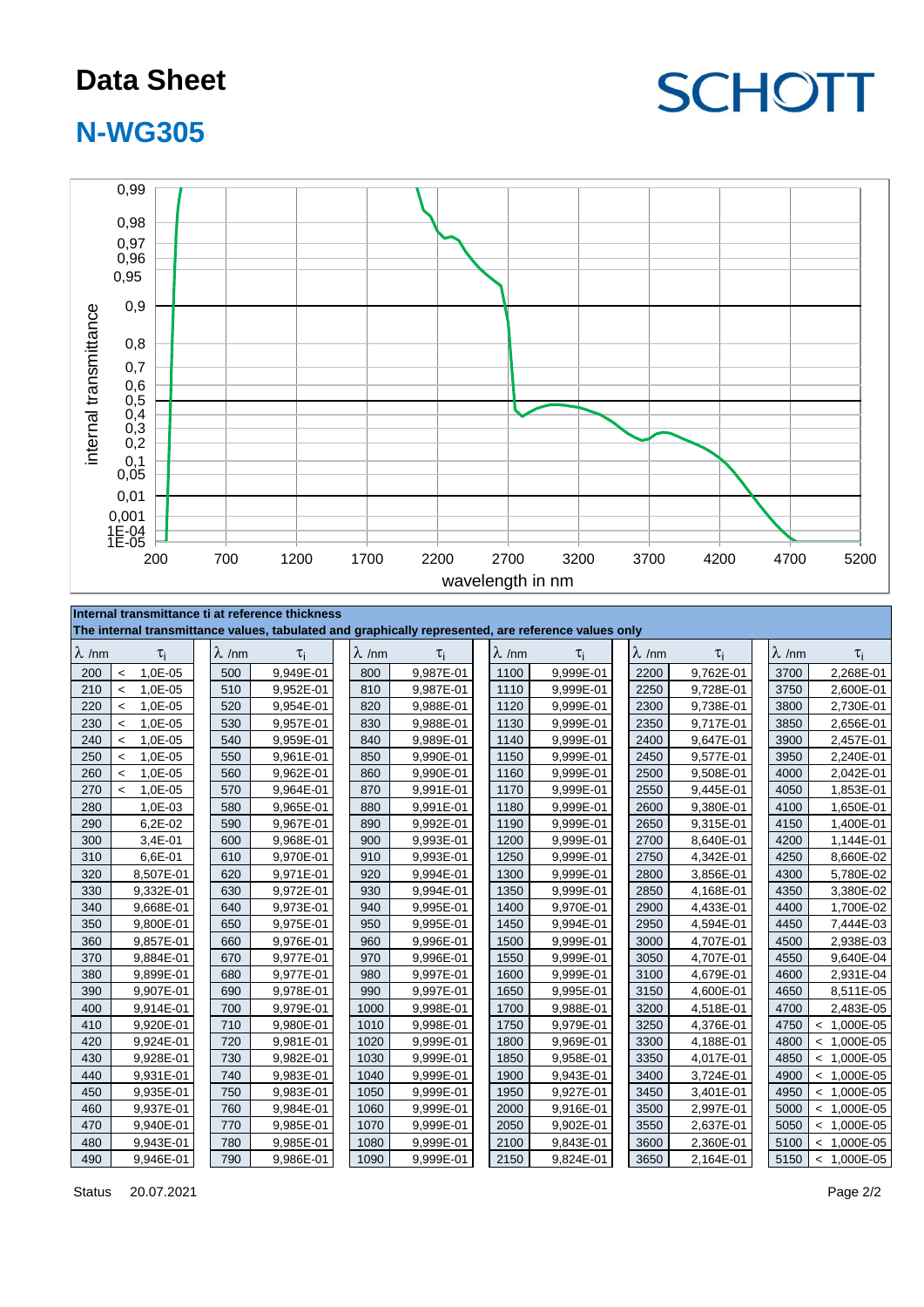# Data Sheet

SCHOTT

## N-WG305

0,99
0,98
0,97
0,96
0,95
0,9
0,8
0,7
0,6
0,5
0,4
0,3
0,2
0,1
0,05
0,01
0,001
1E-04
1E-05

internal transmittance

200 700 1200 1700 2200 2700 3200 3700 4200 4700 5200

wavelength in nm

**Internal transmittance ti at reference thickness**

**The internal transmittance values, tabulated and graphically represented, are reference values only**

| λ /nm | $\tau_i$ | λ /nm | $\tau_i$ | λ /nm | $\tau_i$ | λ /nm | $\tau_i$ | λ /nm | $\tau_i$ | λ /nm | $\tau_i$ |
|---|---|---|---|---|---|---|---|---|---|---|---|
| 200 | < 1,0E-05 | 500 | 9,949E-01 | 800 | 9,987E-01 | 1100 | 9,999E-01 | 2200 | 9,762E-01 | 3700 | 2,268E-01 |
| 210 | < 1,0E-05 | 510 | 9,952E-01 | 810 | 9,987E-01 | 1110 | 9,999E-01 | 2250 | 9,728E-01 | 3750 | 2,600E-01 |
| 220 | < 1,0E-05 | 520 | 9,954E-01 | 820 | 9,988E-01 | 1120 | 9,999E-01 | 2300 | 9,738E-01 | 3800 | 2,730E-01 |
| 230 | < 1,0E-05 | 530 | 9,957E-01 | 830 | 9,988E-01 | 1130 | 9,999E-01 | 2350 | 9,717E-01 | 3850 | 2,656E-01 |
| 240 | < 1,0E-05 | 540 | 9,959E-01 | 840 | 9,989E-01 | 1140 | 9,999E-01 | 2400 | 9,647E-01 | 3900 | 2,457E-01 |
| 250 | < 1,0E-05 | 550 | 9,961E-01 | 850 | 9,990E-01 | 1150 | 9,999E-01 | 2450 | 9,577E-01 | 3950 | 2,240E-01 |
| 260 | < 1,0E-05 | 560 | 9,962E-01 | 860 | 9,990E-01 | 1160 | 9,999E-01 | 2500 | 9,508E-01 | 4000 | 2,042E-01 |
| 270 | < 1,0E-05 | 570 | 9,964E-01 | 870 | 9,991E-01 | 1170 | 9,999E-01 | 2550 | 9,445E-01 | 4050 | 1,853E-01 |
| 280 | 1,0E-03 | 580 | 9,965E-01 | 880 | 9,991E-01 | 1180 | 9,999E-01 | 2600 | 9,380E-01 | 4100 | 1,650E-01 |
| 290 | 6,2E-02 | 590 | 9,967E-01 | 890 | 9,992E-01 | 1190 | 9,999E-01 | 2650 | 9,315E-01 | 4150 | 1,400E-01 |
| 300 | 3,4E-01 | 600 | 9,968E-01 | 900 | 9,993E-01 | 1200 | 9,999E-01 | 2700 | 8,640E-01 | 4200 | 1,144E-01 |
| 310 | 6,6E-01 | 610 | 9,970E-01 | 910 | 9,993E-01 | 1250 | 9,999E-01 | 2750 | 4,342E-01 | 4250 | 8,660E-02 |
| 320 | 8,507E-01 | 620 | 9,971E-01 | 920 | 9,994E-01 | 1300 | 9,999E-01 | 2800 | 3,856E-01 | 4300 | 5,780E-02 |
| 330 | 9,332E-01 | 630 | 9,972E-01 | 930 | 9,994E-01 | 1350 | 9,999E-01 | 2850 | 4,168E-01 | 4350 | 3,380E-02 |
| 340 | 9,668E-01 | 640 | 9,973E-01 | 940 | 9,995E-01 | 1400 | 9,970E-01 | 2900 | 4,433E-01 | 4400 | 1,700E-02 |
| 350 | 9,800E-01 | 650 | 9,975E-01 | 950 | 9,995E-01 | 1450 | 9,994E-01 | 2950 | 4,594E-01 | 4450 | 7,444E-03 |
| 360 | 9,857E-01 | 660 | 9,976E-01 | 960 | 9,996E-01 | 1500 | 9,999E-01 | 3000 | 4,707E-01 | 4500 | 2,938E-03 |
| 370 | 9,884E-01 | 670 | 9,977E-01 | 970 | 9,996E-01 | 1550 | 9,999E-01 | 3050 | 4,707E-01 | 4550 | 9,640E-04 |
| 380 | 9,899E-01 | 680 | 9,977E-01 | 980 | 9,997E-01 | 1600 | 9,999E-01 | 3100 | 4,679E-01 | 4600 | 2,931E-04 |
| 390 | 9,907E-01 | 690 | 9,978E-01 | 990 | 9,997E-01 | 1650 | 9,995E-01 | 3150 | 4,600E-01 | 4650 | 8,511E-05 |
| 400 | 9,914E-01 | 700 | 9,979E-01 | 1000 | 9,998E-01 | 1700 | 9,988E-01 | 3200 | 4,518E-01 | 4700 | 2,483E-05 |
| 410 | 9,920E-01 | 710 | 9,980E-01 | 1010 | 9,998E-01 | 1750 | 9,979E-01 | 3250 | 4,376E-01 | 4750 | < 1,000E-05 |
| 420 | 9,924E-01 | 720 | 9,981E-01 | 1020 | 9,999E-01 | 1800 | 9,969E-01 | 3300 | 4,188E-01 | 4800 | < 1,000E-05 |
| 430 | 9,928E-01 | 730 | 9,982E-01 | 1030 | 9,999E-01 | 1850 | 9,958E-01 | 3350 | 4,017E-01 | 4850 | < 1,000E-05 |
| 440 | 9,931E-01 | 740 | 9,983E-01 | 1040 | 9,999E-01 | 1900 | 9,943E-01 | 3400 | 3,724E-01 | 4900 | < 1,000E-05 |
| 450 | 9,935E-01 | 750 | 9,983E-01 | 1050 | 9,999E-01 | 1950 | 9,927E-01 | 3450 | 3,401E-01 | 4950 | < 1,000E-05 |
| 460 | 9,937E-01 | 760 | 9,984E-01 | 1060 | 9,999E-01 | 2000 | 9,916E-01 | 3500 | 2,997E-01 | 5000 | < 1,000E-05 |
| 470 | 9,940E-01 | 770 | 9,985E-01 | 1070 | 9,999E-01 | 2050 | 9,902E-01 | 3550 | 2,637E-01 | 5050 | < 1,000E-05 |
| 480 | 9,943E-01 | 780 | 9,985E-01 | 1080 | 9,999E-01 | 2100 | 9,843E-01 | 3600 | 2,360E-01 | 5100 | < 1,000E-05 |
| 490 | 9,946E-01 | 790 | 9,986E-01 | 1090 | 9,999E-01 | 2150 | 9,824E-01 | 3650 | 2,164E-01 | 5150 | < 1,000E-05 |

Status 20.07.2021